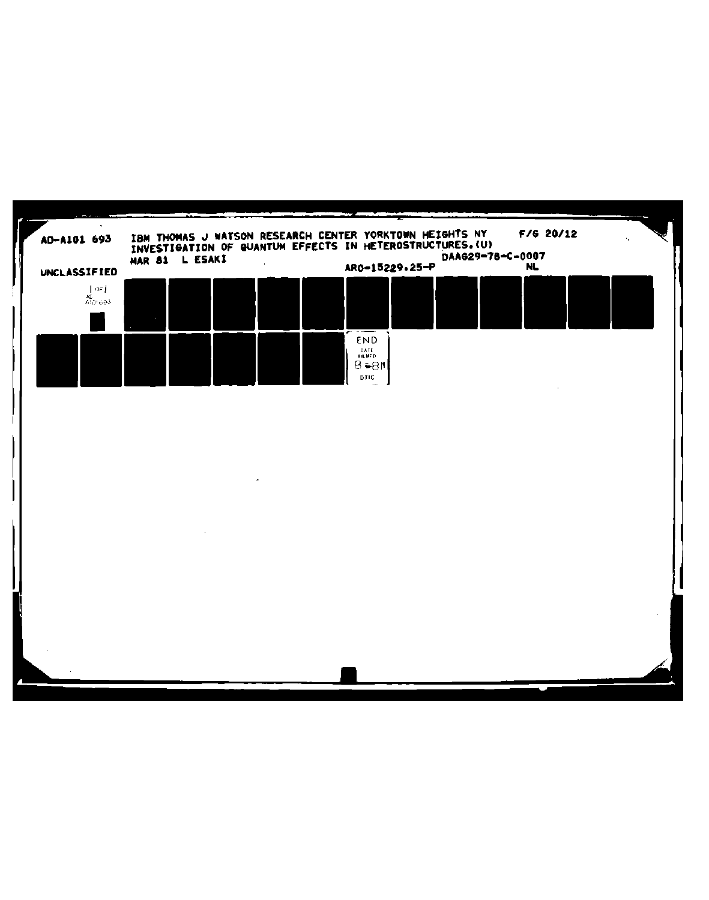AD-A101 693 IBM THOMAS J WATSON RESEARCH CENTER YORKTOWN HEIGHTS NY F/G 20/12
INVESTIGATION OF QUANTUM EFFECTS IN HETEROSTRUCTURES.(U)
MAR 81 L ESAKI DAAG29-78-C-0007

UNCLASSIFIED ARO-15229.25-P NL

1 OF 1
AD
A101693

END
DATE
FILMED
8-81
DTIC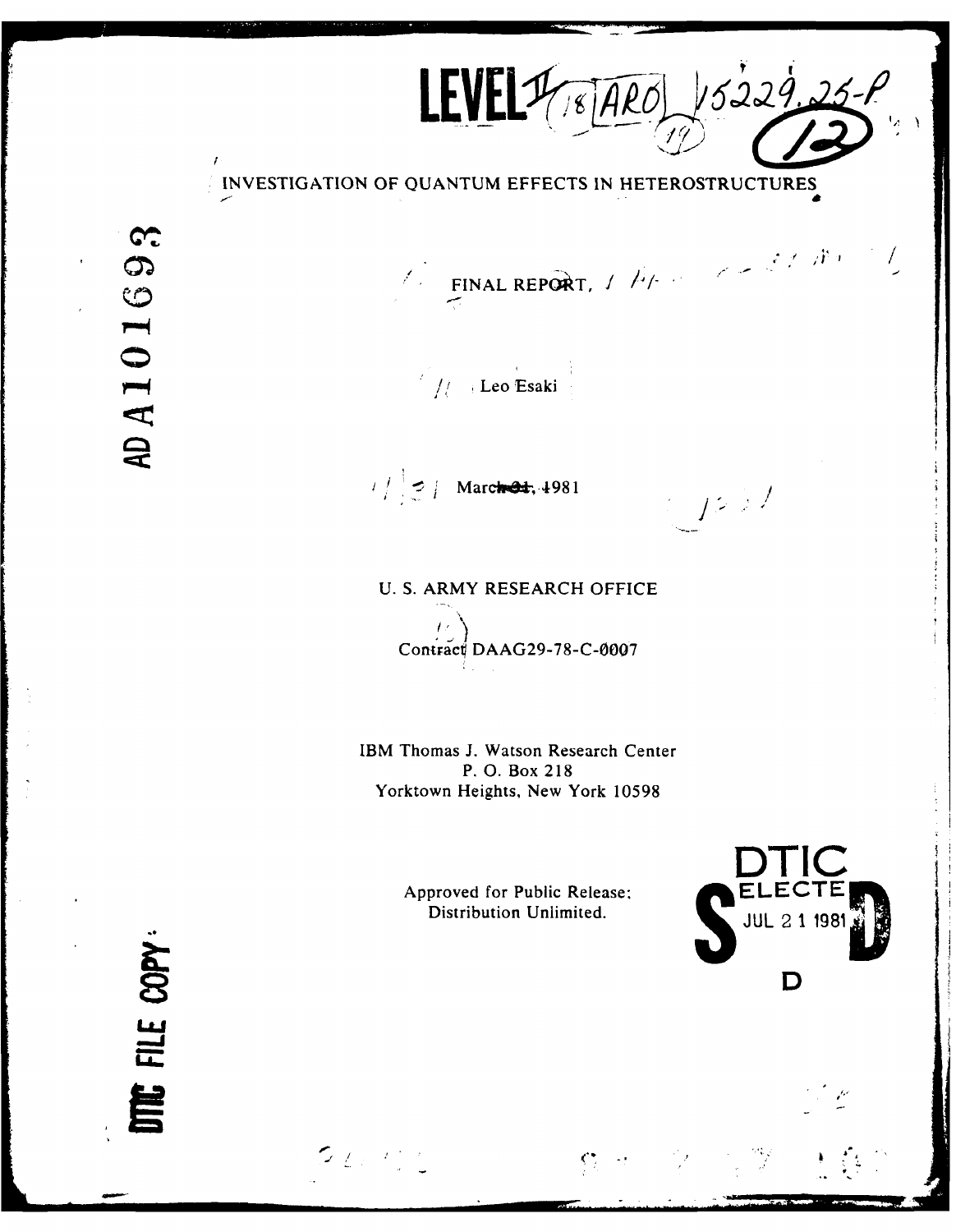LEVEL II ARO 15229.25-P

INVESTIGATION OF QUANTUM EFFECTS IN HETEROSTRUCTURES

AD A101693

FINAL REPORT,

Leo Esaki

March 31, 1981

U. S. ARMY RESEARCH OFFICE

Contract DAAG29-78-C-0007

IBM Thomas J. Watson Research Center
P. O. Box 218
Yorktown Heights, New York 10598

Approved for Public Release;
Distribution Unlimited.

DTIC
ELECTE
JUL 21 1981

DTIC FILE COPY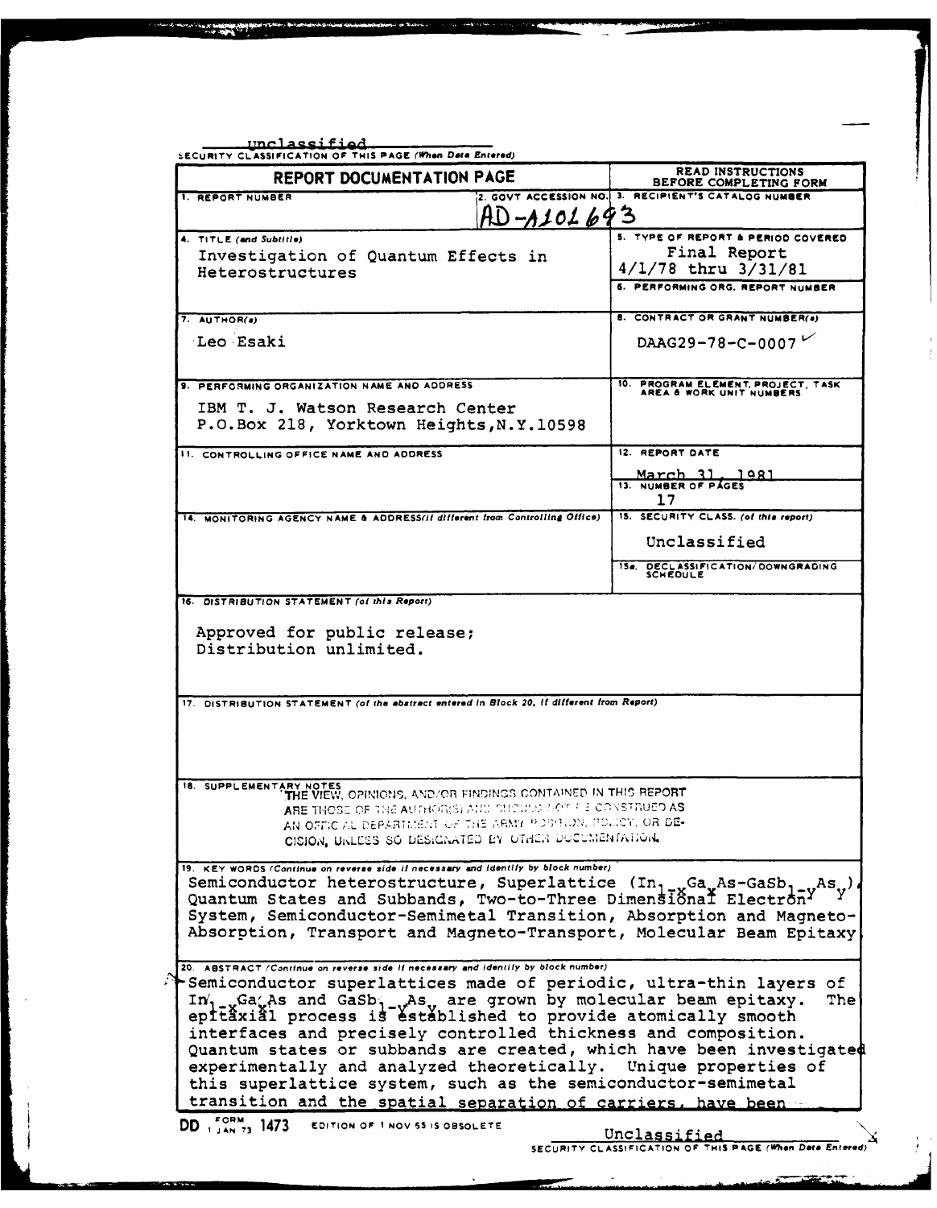Unclassified

SECURITY CLASSIFICATION OF THIS PAGE (When Data Entered)

| REPORT DOCUMENTATION PAGE | | READ INSTRUCTIONS BEFORE COMPLETING FORM |
|---|---|---|
| 1. REPORT NUMBER | 2. GOVT ACCESSION NO. AD-A101 693 | 3. RECIPIENT'S CATALOG NUMBER |
| 4. TITLE (and Subtitle) Investigation of Quantum Effects in Heterostructures | | 5. TYPE OF REPORT & PERIOD COVERED Final Report 4/1/78 thru 3/31/81 |
| | | 6. PERFORMING ORG. REPORT NUMBER |
| 7. AUTHOR(s) Leo Esaki | | 8. CONTRACT OR GRANT NUMBER(s) DAAG29-78-C-0007 |
| 9. PERFORMING ORGANIZATION NAME AND ADDRESS IBM T. J. Watson Research Center P.O.Box 218, Yorktown Heights, N.Y.10598 | | 10. PROGRAM ELEMENT, PROJECT, TASK AREA & WORK UNIT NUMBERS |
| 11. CONTROLLING OFFICE NAME AND ADDRESS | | 12. REPORT DATE March 31, 1981 |
| | | 13. NUMBER OF PAGES 17 |
| 14. MONITORING AGENCY NAME & ADDRESS(if different from Controlling Office) | | 15. SECURITY CLASS. (of this report) Unclassified |
| | | 15a. DECLASSIFICATION/DOWNGRADING SCHEDULE |

16. DISTRIBUTION STATEMENT (of this Report)

Approved for public release;
Distribution unlimited.

17. DISTRIBUTION STATEMENT (of the abstract entered in Block 20, if different from Report)

18. SUPPLEMENTARY NOTES

THE VIEW, OPINIONS, AND/OR FINDINGS CONTAINED IN THIS REPORT ARE THOSE OF THE AUTHOR(S) AND SHOULD NOT BE CONSTRUED AS AN OFFICIAL DEPARTMENT OF THE ARMY POSITION, POLICY, OR DECISION, UNLESS SO DESIGNATED BY OTHER DOCUMENTATION.

19. KEY WORDS (Continue on reverse side if necessary and identify by block number)

Semiconductor heterostructure, Superlattice ($In_{1-x}Ga_xAs$-$GaSb_{1-y}As_y$), Quantum States and Subbands, Two-to-Three Dimensional Electron System, Semiconductor-Semimetal Transition, Absorption and Magneto-Absorption, Transport and Magneto-Transport, Molecular Beam Epitaxy

20. ABSTRACT (Continue on reverse side if necessary and identify by block number)

Semiconductor superlattices made of periodic, ultra-thin layers of $In_{1-x}Ga_xAs$ and $GaSb_{1-y}As_y$ are grown by molecular beam epitaxy. The epitaxial process is established to provide atomically smooth interfaces and precisely controlled thickness and composition. Quantum states or subbands are created, which have been investigated experimentally and analyzed theoretically. Unique properties of this superlattice system, such as the semiconductor-semimetal transition and the spatial separation of carriers, have been

DD FORM 1 JAN 73 1473 EDITION OF 1 NOV 65 IS OBSOLETE

Unclassified

SECURITY CLASSIFICATION OF THIS PAGE (When Data Entered)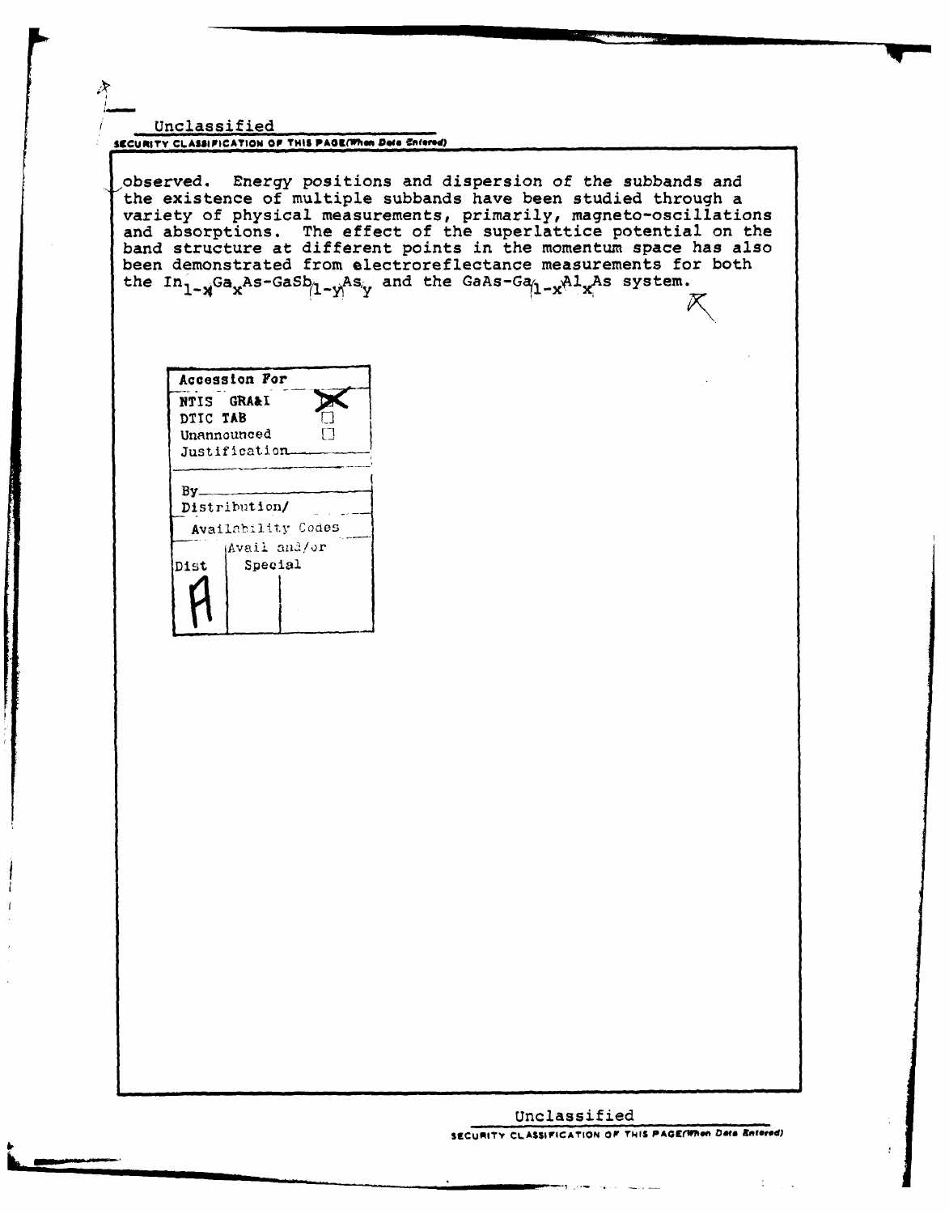Unclassified

SECURITY CLASSIFICATION OF THIS PAGE(When Data Entered)

observed. Energy positions and dispersion of the subbands and the existence of multiple subbands have been studied through a variety of physical measurements, primarily, magneto-oscillations and absorptions. The effect of the superlattice potential on the band structure at different points in the momentum space has also been demonstrated from electroreflectance measurements for both the $In_{1-x}Ga_xAs$-$GaSb_{1-y}As_y$ and the GaAs-$Ga_{1-x}Al_xAs$ system.

| Accession For | |
|---|---|
| NTIS GRA&I | X |
| DTIC TAB | ☐ |
| Unannounced | ☐ |
| Justification | |
| By | |
| Distribution/ | |
| Availability Codes | |
| Dist | Avail and/or Special |
| A | |

Unclassified

SECURITY CLASSIFICATION OF THIS PAGE(When Data Entered)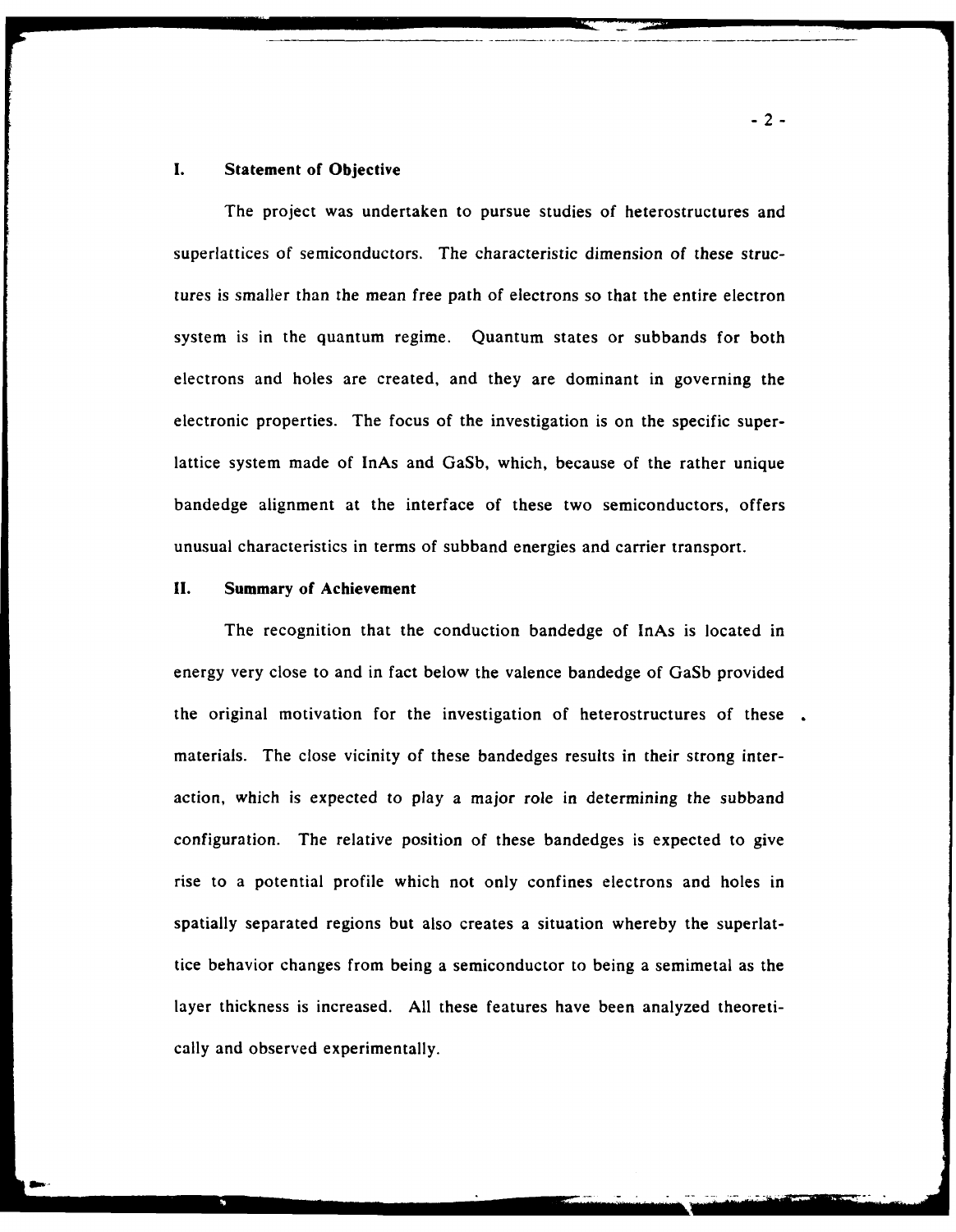## I. Statement of Objective

The project was undertaken to pursue studies of heterostructures and superlattices of semiconductors. The characteristic dimension of these structures is smaller than the mean free path of electrons so that the entire electron system is in the quantum regime. Quantum states or subbands for both electrons and holes are created, and they are dominant in governing the electronic properties. The focus of the investigation is on the specific superlattice system made of InAs and GaSb, which, because of the rather unique bandedge alignment at the interface of these two semiconductors, offers unusual characteristics in terms of subband energies and carrier transport.

## II. Summary of Achievement

The recognition that the conduction bandedge of InAs is located in energy very close to and in fact below the valence bandedge of GaSb provided the original motivation for the investigation of heterostructures of these materials. The close vicinity of these bandedges results in their strong interaction, which is expected to play a major role in determining the subband configuration. The relative position of these bandedges is expected to give rise to a potential profile which not only confines electrons and holes in spatially separated regions but also creates a situation whereby the superlattice behavior changes from being a semiconductor to being a semimetal as the layer thickness is increased. All these features have been analyzed theoretically and observed experimentally.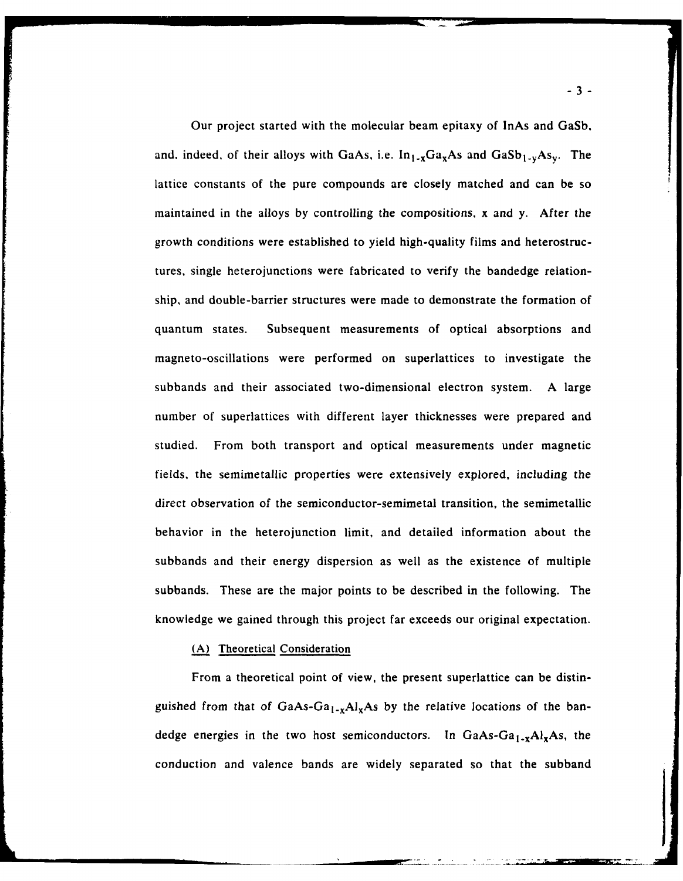Our project started with the molecular beam epitaxy of InAs and GaSb, and, indeed, of their alloys with GaAs, i.e. $In_{1-x}Ga_xAs$ and $GaSb_{1-y}As_y$. The lattice constants of the pure compounds are closely matched and can be so maintained in the alloys by controlling the compositions, x and y. After the growth conditions were established to yield high-quality films and heterostructures, single heterojunctions were fabricated to verify the bandedge relationship, and double-barrier structures were made to demonstrate the formation of quantum states. Subsequent measurements of optical absorptions and magneto-oscillations were performed on superlattices to investigate the subbands and their associated two-dimensional electron system. A large number of superlattices with different layer thicknesses were prepared and studied. From both transport and optical measurements under magnetic fields, the semimetallic properties were extensively explored, including the direct observation of the semiconductor-semimetal transition, the semimetallic behavior in the heterojunction limit, and detailed information about the subbands and their energy dispersion as well as the existence of multiple subbands. These are the major points to be described in the following. The knowledge we gained through this project far exceeds our original expectation.

## (A) Theoretical Consideration

From a theoretical point of view, the present superlattice can be distinguished from that of $GaAs$-$Ga_{1-x}Al_xAs$ by the relative locations of the bandedge energies in the two host semiconductors. In $GaAs$-$Ga_{1-x}Al_xAs$, the conduction and valence bands are widely separated so that the subband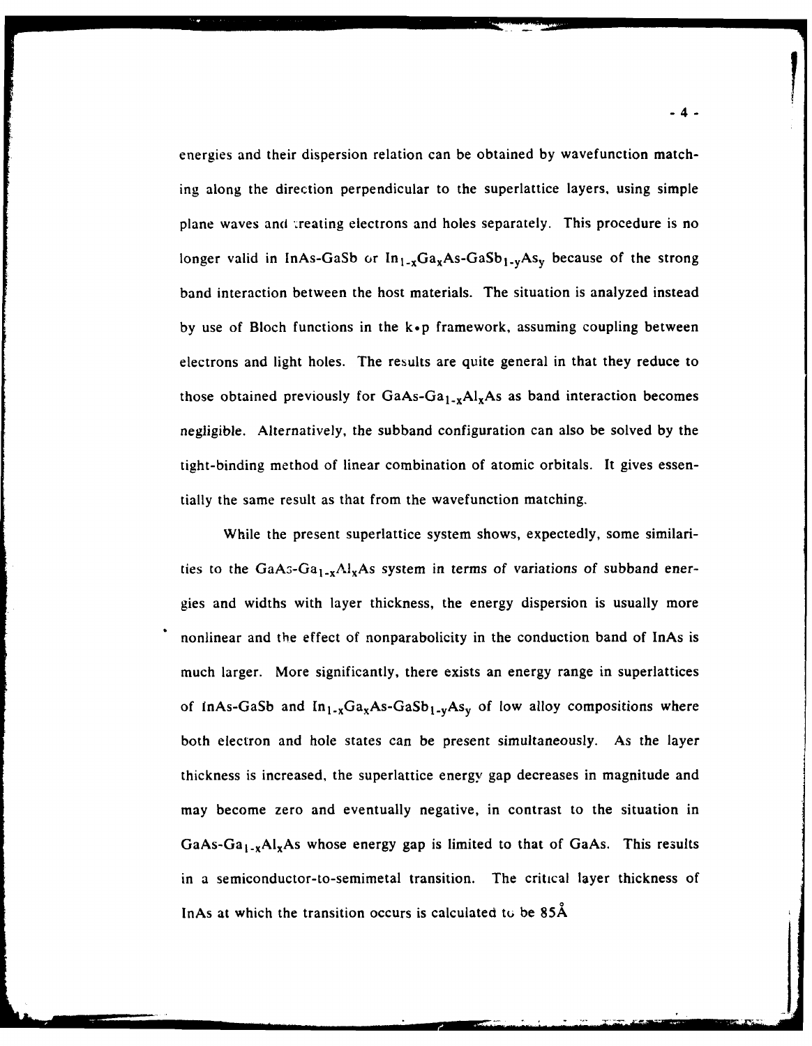energies and their dispersion relation can be obtained by wavefunction matching along the direction perpendicular to the superlattice layers, using simple plane waves and treating electrons and holes separately. This procedure is no longer valid in InAs-GaSb or $In_{1-x}Ga_xAs$-$GaSb_{1-y}As_y$ because of the strong band interaction between the host materials. The situation is analyzed instead by use of Bloch functions in the k•p framework, assuming coupling between electrons and light holes. The results are quite general in that they reduce to those obtained previously for GaAs-$Ga_{1-x}Al_xAs$ as band interaction becomes negligible. Alternatively, the subband configuration can also be solved by the tight-binding method of linear combination of atomic orbitals. It gives essentially the same result as that from the wavefunction matching.

While the present superlattice system shows, expectedly, some similarities to the GaAs-$Ga_{1-x}Al_xAs$ system in terms of variations of subband energies and widths with layer thickness, the energy dispersion is usually more nonlinear and the effect of nonparabolicity in the conduction band of InAs is much larger. More significantly, there exists an energy range in superlattices of InAs-GaSb and $In_{1-x}Ga_xAs$-$GaSb_{1-y}As_y$ of low alloy compositions where both electron and hole states can be present simultaneously. As the layer thickness is increased, the superlattice energy gap decreases in magnitude and may become zero and eventually negative, in contrast to the situation in GaAs-$Ga_{1-x}Al_xAs$ whose energy gap is limited to that of GaAs. This results in a semiconductor-to-semimetal transition. The critical layer thickness of InAs at which the transition occurs is calculated to be 85Å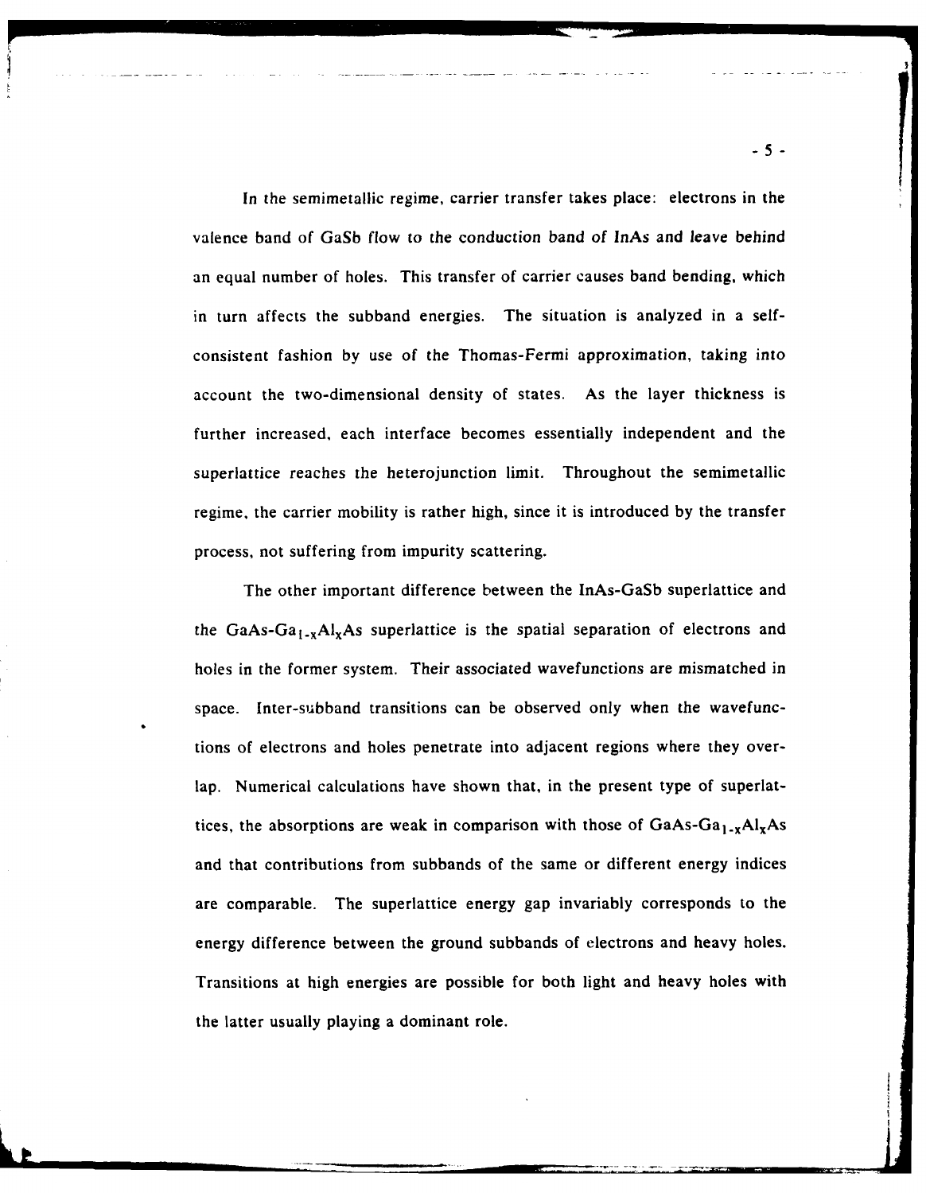In the semimetallic regime, carrier transfer takes place: electrons in the valence band of GaSb flow to the conduction band of InAs and leave behind an equal number of holes. This transfer of carrier causes band bending, which in turn affects the subband energies. The situation is analyzed in a self-consistent fashion by use of the Thomas-Fermi approximation, taking into account the two-dimensional density of states. As the layer thickness is further increased, each interface becomes essentially independent and the superlattice reaches the heterojunction limit. Throughout the semimetallic regime, the carrier mobility is rather high, since it is introduced by the transfer process, not suffering from impurity scattering.

The other important difference between the InAs-GaSb superlattice and the GaAs-$Ga_{1-x}Al_xAs$ superlattice is the spatial separation of electrons and holes in the former system. Their associated wavefunctions are mismatched in space. Inter-subband transitions can be observed only when the wavefunctions of electrons and holes penetrate into adjacent regions where they overlap. Numerical calculations have shown that, in the present type of superlattices, the absorptions are weak in comparison with those of GaAs-$Ga_{1-x}Al_xAs$ and that contributions from subbands of the same or different energy indices are comparable. The superlattice energy gap invariably corresponds to the energy difference between the ground subbands of electrons and heavy holes. Transitions at high energies are possible for both light and heavy holes with the latter usually playing a dominant role.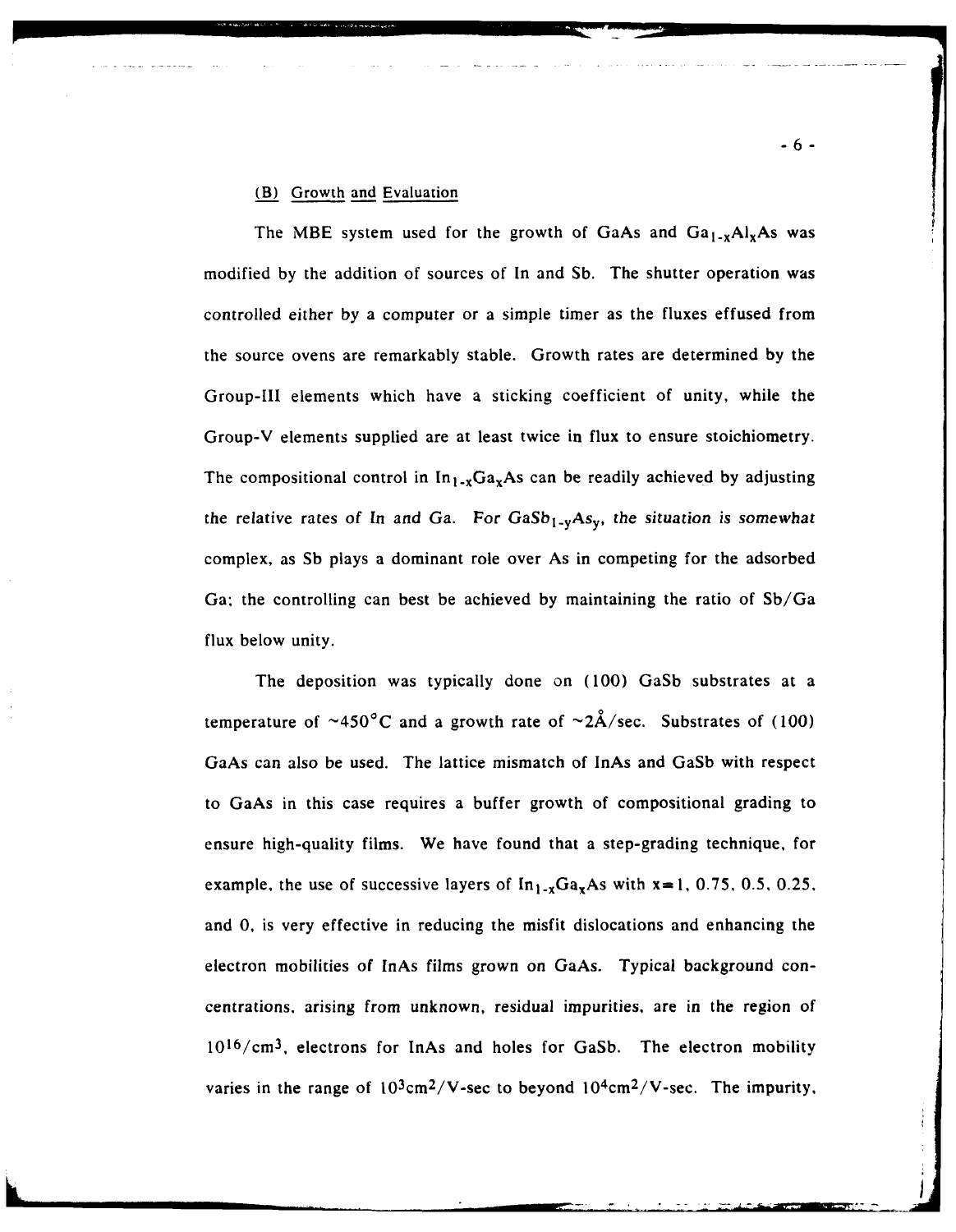### (B) Growth and Evaluation

The MBE system used for the growth of GaAs and $Ga_{1-x}Al_xAs$ was modified by the addition of sources of In and Sb. The shutter operation was controlled either by a computer or a simple timer as the fluxes effused from the source ovens are remarkably stable. Growth rates are determined by the Group-III elements which have a sticking coefficient of unity, while the Group-V elements supplied are at least twice in flux to ensure stoichiometry. The compositional control in $In_{1-x}Ga_xAs$ can be readily achieved by adjusting the relative rates of In and Ga. For $GaSb_{1-y}As_y$, the situation is somewhat complex, as Sb plays a dominant role over As in competing for the adsorbed Ga; the controlling can best be achieved by maintaining the ratio of Sb/Ga flux below unity.

The deposition was typically done on (100) GaSb substrates at a temperature of ~450°C and a growth rate of ~2Å/sec. Substrates of (100) GaAs can also be used. The lattice mismatch of InAs and GaSb with respect to GaAs in this case requires a buffer growth of compositional grading to ensure high-quality films. We have found that a step-grading technique, for example, the use of successive layers of $In_{1-x}Ga_xAs$ with x=1, 0.75, 0.5, 0.25, and 0, is very effective in reducing the misfit dislocations and enhancing the electron mobilities of InAs films grown on GaAs. Typical background concentrations, arising from unknown, residual impurities, are in the region of $10^{16}/cm^3$, electrons for InAs and holes for GaSb. The electron mobility varies in the range of $10^3 cm^2/V$-sec to beyond $10^4 cm^2/V$-sec. The impurity,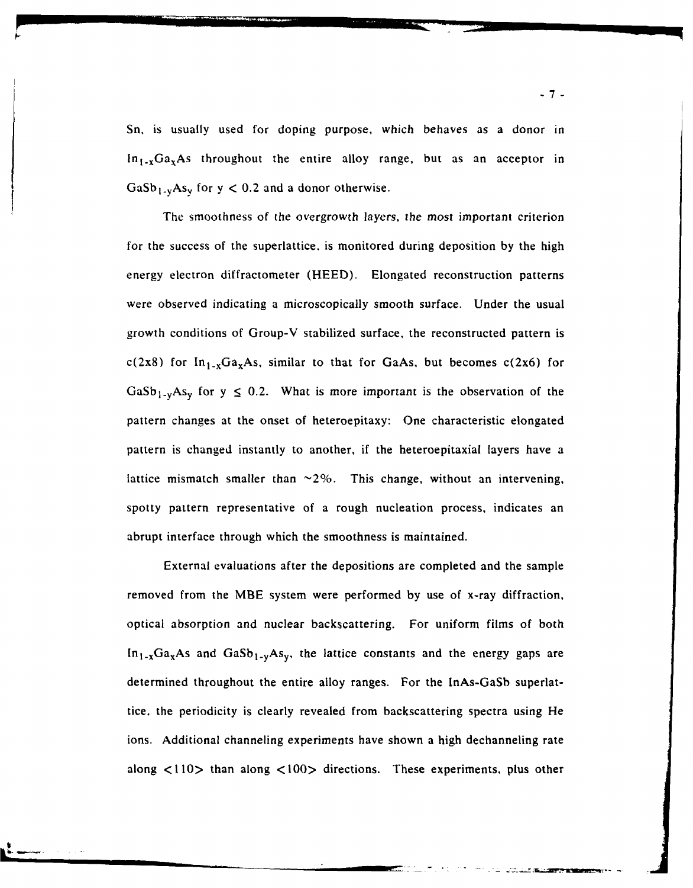Sn, is usually used for doping purpose, which behaves as a donor in $In_{1-x}Ga_xAs$ throughout the entire alloy range, but as an acceptor in $GaSb_{1-y}As_y$ for $y < 0.2$ and a donor otherwise.

The smoothness of the overgrowth layers, the most important criterion for the success of the superlattice, is monitored during deposition by the high energy electron diffractometer (HEED). Elongated reconstruction patterns were observed indicating a microscopically smooth surface. Under the usual growth conditions of Group-V stabilized surface, the reconstructed pattern is c(2x8) for $In_{1-x}Ga_xAs$, similar to that for GaAs, but becomes c(2x6) for $GaSb_{1-y}As_y$ for $y \leq 0.2$. What is more important is the observation of the pattern changes at the onset of heteroepitaxy: One characteristic elongated pattern is changed instantly to another, if the heteroepitaxial layers have a lattice mismatch smaller than ~2%. This change, without an intervening, spotty pattern representative of a rough nucleation process, indicates an abrupt interface through which the smoothness is maintained.

External evaluations after the depositions are completed and the sample removed from the MBE system were performed by use of x-ray diffraction, optical absorption and nuclear backscattering. For uniform films of both $In_{1-x}Ga_xAs$ and $GaSb_{1-y}As_y$, the lattice constants and the energy gaps are determined throughout the entire alloy ranges. For the InAs-GaSb superlattice, the periodicity is clearly revealed from backscattering spectra using He ions. Additional channeling experiments have shown a high dechanneling rate along <110> than along <100> directions. These experiments, plus other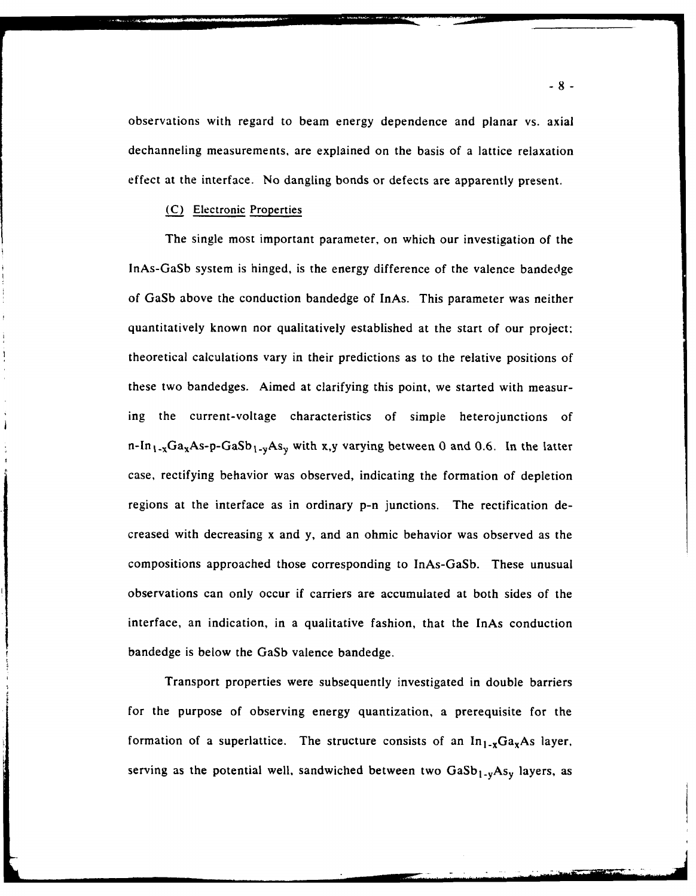observations with regard to beam energy dependence and planar vs. axial dechanneling measurements, are explained on the basis of a lattice relaxation effect at the interface. No dangling bonds or defects are apparently present.

### (C) Electronic Properties

The single most important parameter, on which our investigation of the InAs-GaSb system is hinged, is the energy difference of the valence bandedge of GaSb above the conduction bandedge of InAs. This parameter was neither quantitatively known nor qualitatively established at the start of our project; theoretical calculations vary in their predictions as to the relative positions of these two bandedges. Aimed at clarifying this point, we started with measuring the current-voltage characteristics of simple heterojunctions of n-$In_{1-x}Ga_xAs$-p-$GaSb_{1-y}As_y$ with x,y varying between 0 and 0.6. In the latter case, rectifying behavior was observed, indicating the formation of depletion regions at the interface as in ordinary p-n junctions. The rectification decreased with decreasing x and y, and an ohmic behavior was observed as the compositions approached those corresponding to InAs-GaSb. These unusual observations can only occur if carriers are accumulated at both sides of the interface, an indication, in a qualitative fashion, that the InAs conduction bandedge is below the GaSb valence bandedge.

Transport properties were subsequently investigated in double barriers for the purpose of observing energy quantization, a prerequisite for the formation of a superlattice. The structure consists of an $In_{1-x}Ga_xAs$ layer, serving as the potential well, sandwiched between two $GaSb_{1-y}As_y$ layers, as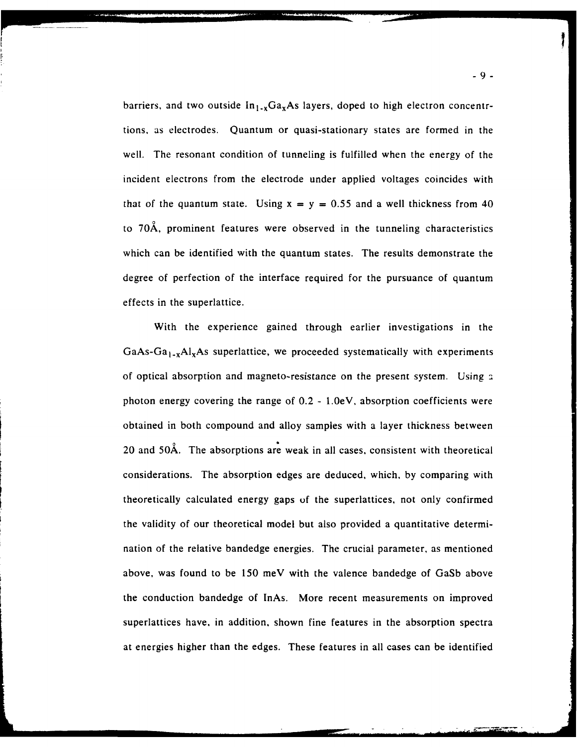barriers, and two outside $In_{1-x}Ga_xAs$ layers, doped to high electron concentrtions, as electrodes. Quantum or quasi-stationary states are formed in the well. The resonant condition of tunneling is fulfilled when the energy of the incident electrons from the electrode under applied voltages coincides with that of the quantum state. Using $x = y = 0.55$ and a well thickness from 40 to 70Å, prominent features were observed in the tunneling characteristics which can be identified with the quantum states. The results demonstrate the degree of perfection of the interface required for the pursuance of quantum effects in the superlattice.

With the experience gained through earlier investigations in the $GaAs-Ga_{1-x}Al_xAs$ superlattice, we proceeded systematically with experiments of optical absorption and magneto-resistance on the present system. Using a photon energy covering the range of 0.2 - 1.0eV, absorption coefficients were obtained in both compound and alloy samples with a layer thickness between 20 and 50Å. The absorptions are weak in all cases, consistent with theoretical considerations. The absorption edges are deduced, which, by comparing with theoretically calculated energy gaps of the superlattices, not only confirmed the validity of our theoretical model but also provided a quantitative determination of the relative bandedge energies. The crucial parameter, as mentioned above, was found to be 150 meV with the valence bandedge of GaSb above the conduction bandedge of InAs. More recent measurements on improved superlattices have, in addition, shown fine features in the absorption spectra at energies higher than the edges. These features in all cases can be identified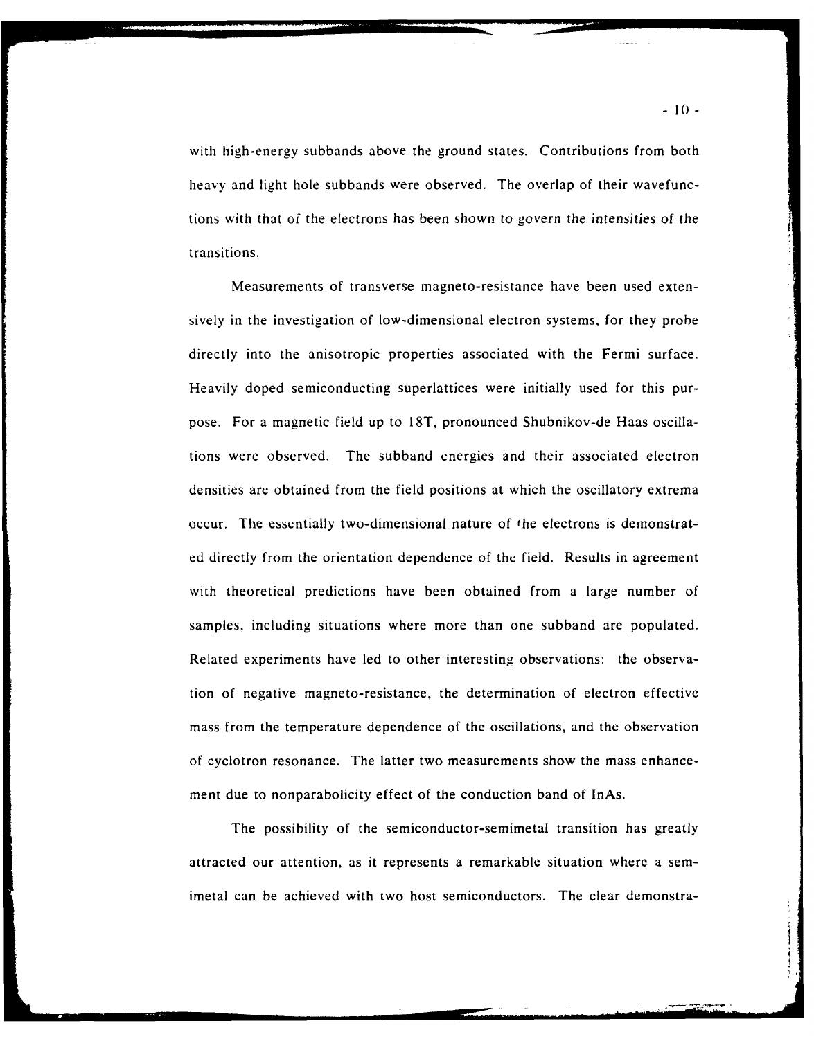with high-energy subbands above the ground states. Contributions from both heavy and light hole subbands were observed. The overlap of their wavefunctions with that of the electrons has been shown to govern the intensities of the transitions.

Measurements of transverse magneto-resistance have been used extensively in the investigation of low-dimensional electron systems, for they probe directly into the anisotropic properties associated with the Fermi surface. Heavily doped semiconducting superlattices were initially used for this purpose. For a magnetic field up to 18T, pronounced Shubnikov-de Haas oscillations were observed. The subband energies and their associated electron densities are obtained from the field positions at which the oscillatory extrema occur. The essentially two-dimensional nature of the electrons is demonstrated directly from the orientation dependence of the field. Results in agreement with theoretical predictions have been obtained from a large number of samples, including situations where more than one subband are populated. Related experiments have led to other interesting observations: the observation of negative magneto-resistance, the determination of electron effective mass from the temperature dependence of the oscillations, and the observation of cyclotron resonance. The latter two measurements show the mass enhancement due to nonparabolicity effect of the conduction band of InAs.

The possibility of the semiconductor-semimetal transition has greatly attracted our attention, as it represents a remarkable situation where a semimetal can be achieved with two host semiconductors. The clear demonstra-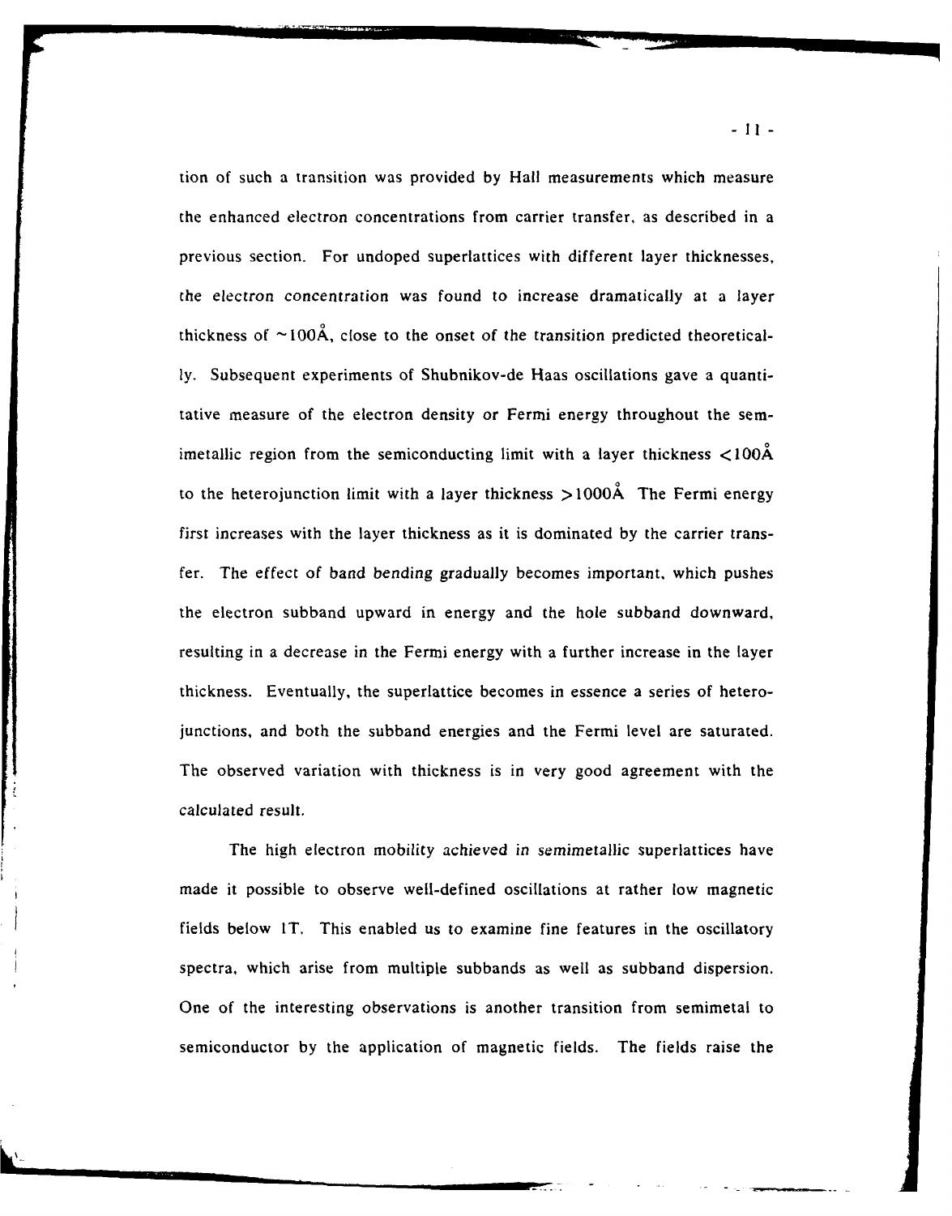tion of such a transition was provided by Hall measurements which measure the enhanced electron concentrations from carrier transfer, as described in a previous section. For undoped superlattices with different layer thicknesses, the electron concentration was found to increase dramatically at a layer thickness of $\sim$100Å, close to the onset of the transition predicted theoretically. Subsequent experiments of Shubnikov-de Haas oscillations gave a quantitative measure of the electron density or Fermi energy throughout the semimetallic region from the semiconducting limit with a layer thickness $<$100Å to the heterojunction limit with a layer thickness $>$1000Å The Fermi energy first increases with the layer thickness as it is dominated by the carrier transfer. The effect of band bending gradually becomes important, which pushes the electron subband upward in energy and the hole subband downward, resulting in a decrease in the Fermi energy with a further increase in the layer thickness. Eventually, the superlattice becomes in essence a series of heterojunctions, and both the subband energies and the Fermi level are saturated. The observed variation with thickness is in very good agreement with the calculated result.

The high electron mobility achieved in semimetallic superlattices have made it possible to observe well-defined oscillations at rather low magnetic fields below 1T. This enabled us to examine fine features in the oscillatory spectra, which arise from multiple subbands as well as subband dispersion. One of the interesting observations is another transition from semimetal to semiconductor by the application of magnetic fields. The fields raise the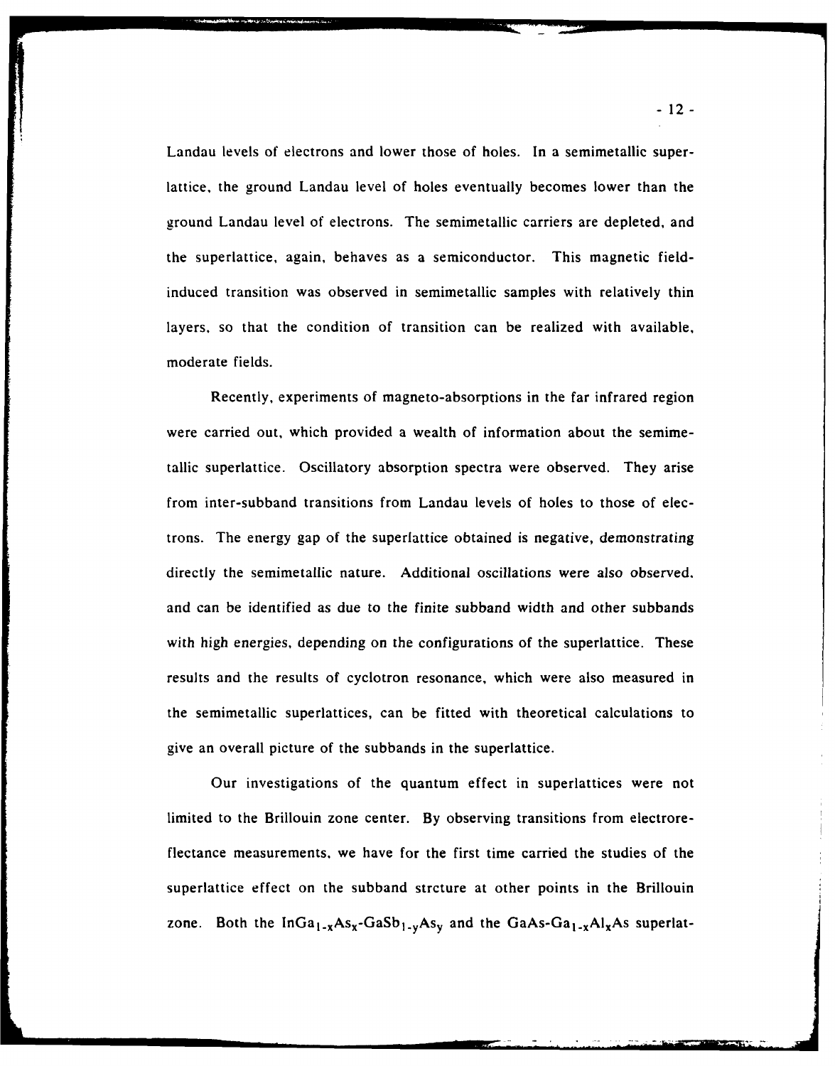Landau levels of electrons and lower those of holes. In a semimetallic superlattice, the ground Landau level of holes eventually becomes lower than the ground Landau level of electrons. The semimetallic carriers are depleted, and the superlattice, again, behaves as a semiconductor. This magnetic field-induced transition was observed in semimetallic samples with relatively thin layers, so that the condition of transition can be realized with available, moderate fields.

Recently, experiments of magneto-absorptions in the far infrared region were carried out, which provided a wealth of information about the semimetallic superlattice. Oscillatory absorption spectra were observed. They arise from inter-subband transitions from Landau levels of holes to those of electrons. The energy gap of the superlattice obtained is negative, demonstrating directly the semimetallic nature. Additional oscillations were also observed, and can be identified as due to the finite subband width and other subbands with high energies, depending on the configurations of the superlattice. These results and the results of cyclotron resonance, which were also measured in the semimetallic superlattices, can be fitted with theoretical calculations to give an overall picture of the subbands in the superlattice.

Our investigations of the quantum effect in superlattices were not limited to the Brillouin zone center. By observing transitions from electroreflectance measurements, we have for the first time carried the studies of the superlattice effect on the subband strcture at other points in the Brillouin zone. Both the $InGa_{1-x}As_x$-$GaSb_{1-y}As_y$ and the $GaAs$-$Ga_{1-x}Al_xAs$ superlat-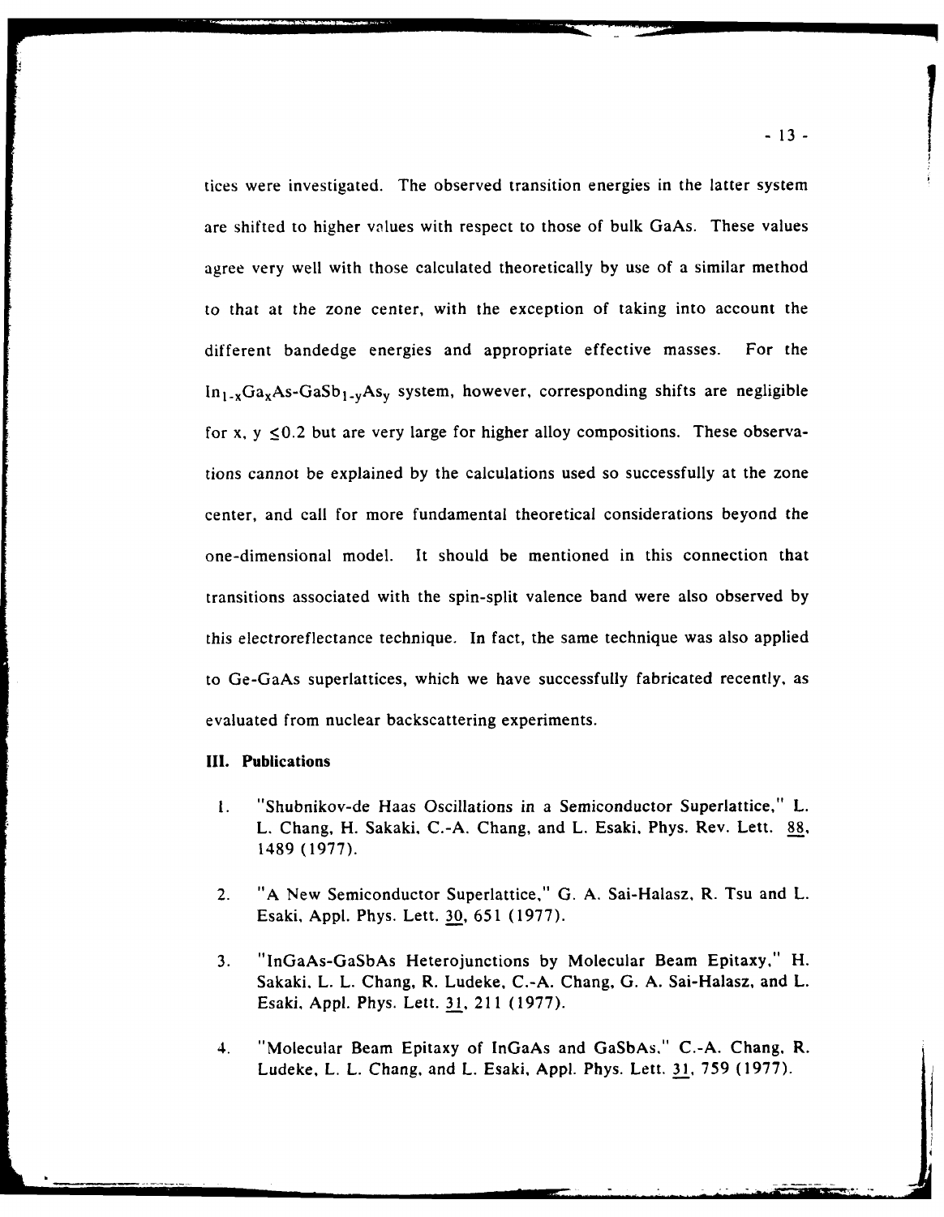tices were investigated. The observed transition energies in the latter system are shifted to higher values with respect to those of bulk GaAs. These values agree very well with those calculated theoretically by use of a similar method to that at the zone center, with the exception of taking into account the different bandedge energies and appropriate effective masses. For the $In_{1-x}Ga_xAs$-$GaSb_{1-y}As_y$ system, however, corresponding shifts are negligible for x, y $\leq 0.2$ but are very large for higher alloy compositions. These observations cannot be explained by the calculations used so successfully at the zone center, and call for more fundamental theoretical considerations beyond the one-dimensional model. It should be mentioned in this connection that transitions associated with the spin-split valence band were also observed by this electroreflectance technique. In fact, the same technique was also applied to Ge-GaAs superlattices, which we have successfully fabricated recently, as evaluated from nuclear backscattering experiments.

## III. Publications

1. "Shubnikov-de Haas Oscillations in a Semiconductor Superlattice," L. L. Chang, H. Sakaki, C.-A. Chang, and L. Esaki, Phys. Rev. Lett. 88, 1489 (1977).

2. "A New Semiconductor Superlattice," G. A. Sai-Halasz, R. Tsu and L. Esaki, Appl. Phys. Lett. 30, 651 (1977).

3. "InGaAs-GaSbAs Heterojunctions by Molecular Beam Epitaxy," H. Sakaki, L. L. Chang, R. Ludeke, C.-A. Chang, G. A. Sai-Halasz, and L. Esaki, Appl. Phys. Lett. 31, 211 (1977).

4. "Molecular Beam Epitaxy of InGaAs and GaSbAs," C.-A. Chang, R. Ludeke, L. L. Chang, and L. Esaki, Appl. Phys. Lett. 31, 759 (1977).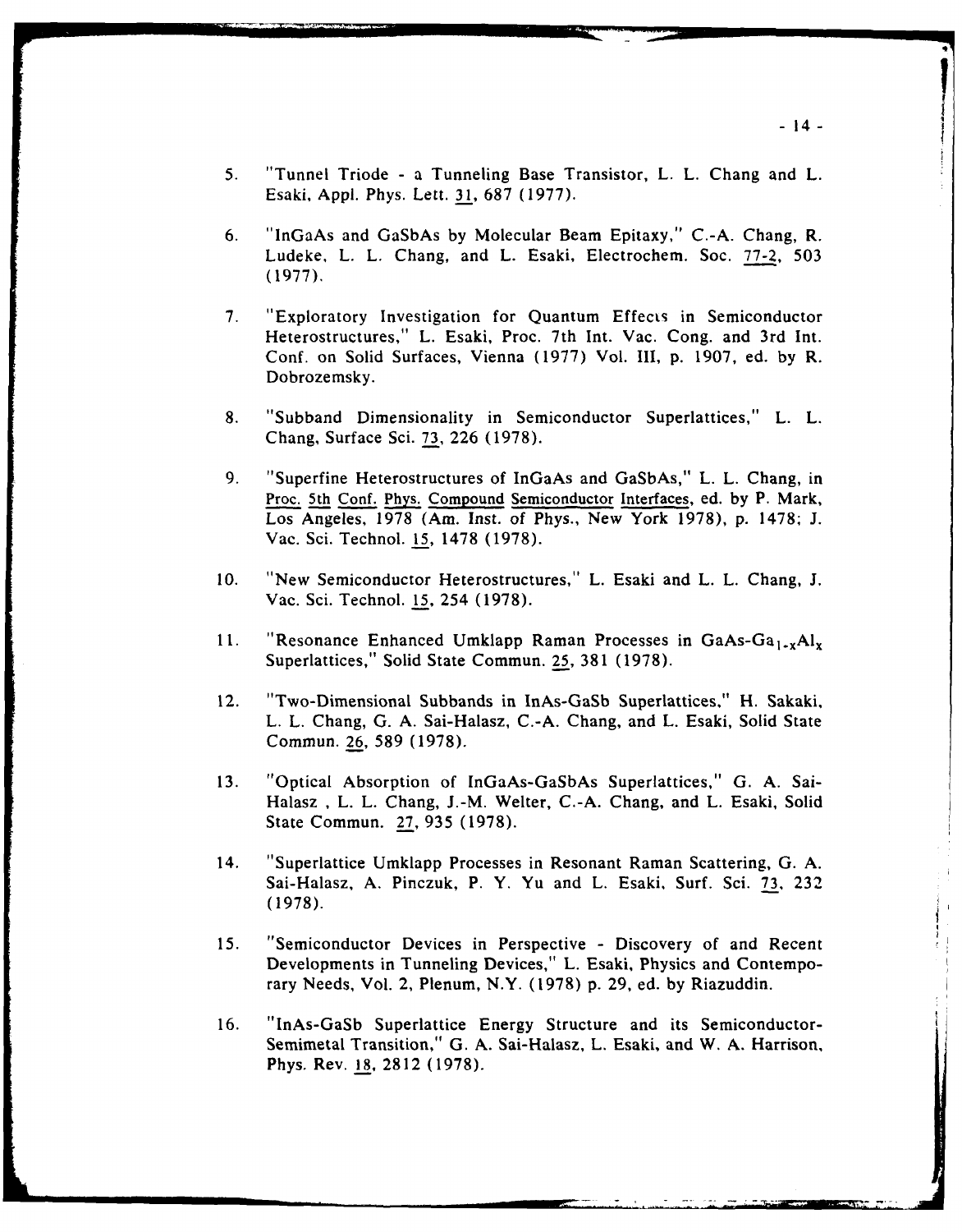5. "Tunnel Triode - a Tunneling Base Transistor, L. L. Chang and L. Esaki, Appl. Phys. Lett. 31, 687 (1977).

6. "InGaAs and GaSbAs by Molecular Beam Epitaxy," C.-A. Chang, R. Ludeke, L. L. Chang, and L. Esaki, Electrochem. Soc. 77-2, 503 (1977).

7. "Exploratory Investigation for Quantum Effects in Semiconductor Heterostructures," L. Esaki, Proc. 7th Int. Vac. Cong. and 3rd Int. Conf. on Solid Surfaces, Vienna (1977) Vol. III, p. 1907, ed. by R. Dobrozemsky.

8. "Subband Dimensionality in Semiconductor Superlattices," L. L. Chang, Surface Sci. 73, 226 (1978).

9. "Superfine Heterostructures of InGaAs and GaSbAs," L. L. Chang, in Proc. 5th Conf. Phys. Compound Semiconductor Interfaces, ed. by P. Mark, Los Angeles, 1978 (Am. Inst. of Phys., New York 1978), p. 1478; J. Vac. Sci. Technol. 15, 1478 (1978).

10. "New Semiconductor Heterostructures," L. Esaki and L. L. Chang, J. Vac. Sci. Technol. 15, 254 (1978).

11. "Resonance Enhanced Umklapp Raman Processes in GaAs-$Ga_{1-x}Al_x$ Superlattices," Solid State Commun. 25, 381 (1978).

12. "Two-Dimensional Subbands in InAs-GaSb Superlattices," H. Sakaki, L. L. Chang, G. A. Sai-Halasz, C.-A. Chang, and L. Esaki, Solid State Commun. 26, 589 (1978).

13. "Optical Absorption of InGaAs-GaSbAs Superlattices," G. A. Sai-Halasz , L. L. Chang, J.-M. Welter, C.-A. Chang, and L. Esaki, Solid State Commun. 27, 935 (1978).

14. "Superlattice Umklapp Processes in Resonant Raman Scattering, G. A. Sai-Halasz, A. Pinczuk, P. Y. Yu and L. Esaki, Surf. Sci. 73, 232 (1978).

15. "Semiconductor Devices in Perspective - Discovery of and Recent Developments in Tunneling Devices," L. Esaki, Physics and Contemporary Needs, Vol. 2, Plenum, N.Y. (1978) p. 29, ed. by Riazuddin.

16. "InAs-GaSb Superlattice Energy Structure and its Semiconductor-Semimetal Transition," G. A. Sai-Halasz, L. Esaki, and W. A. Harrison, Phys. Rev. 18, 2812 (1978).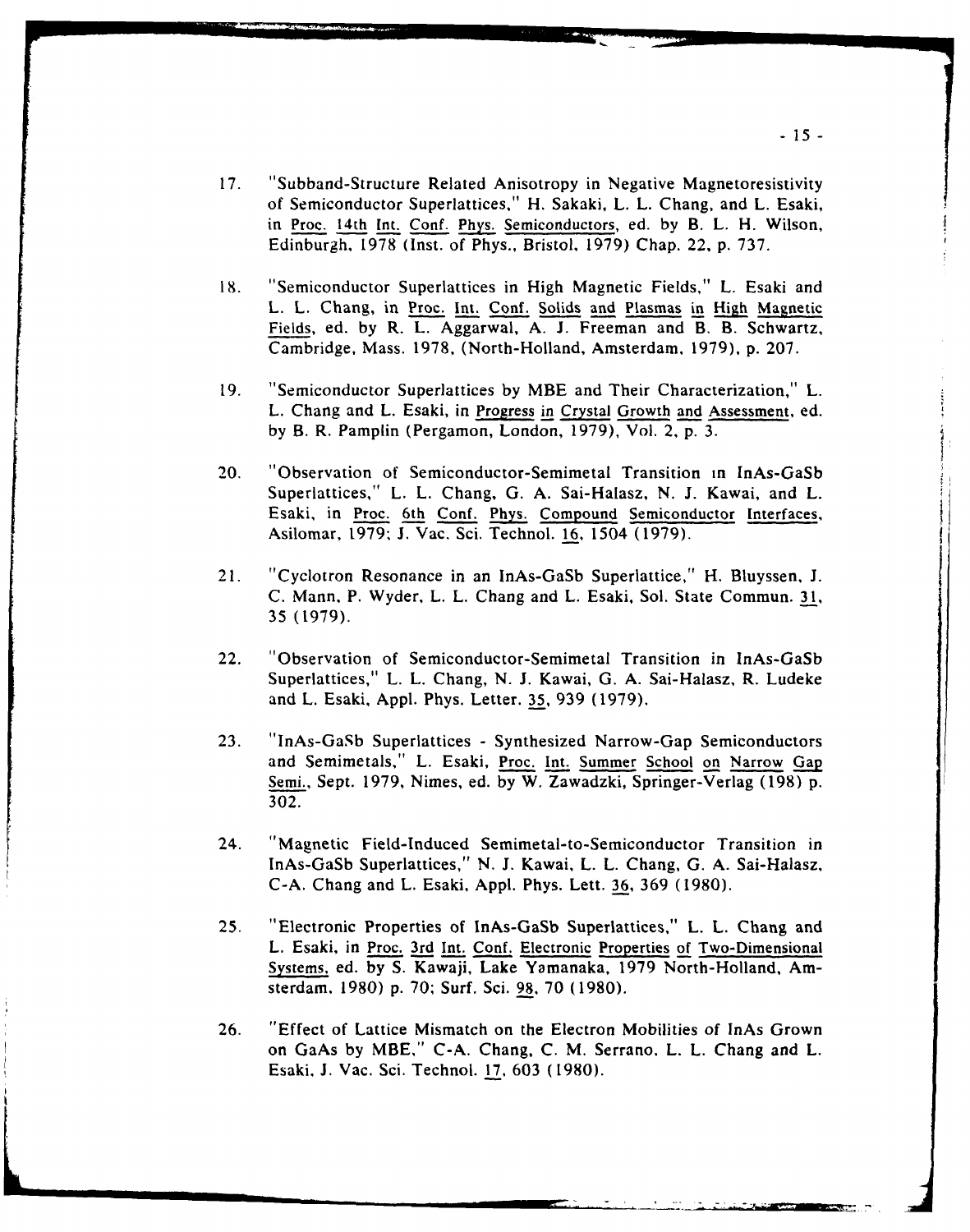17. "Subband-Structure Related Anisotropy in Negative Magnetoresistivity of Semiconductor Superlattices," H. Sakaki, L. L. Chang, and L. Esaki, in Proc. 14th Int. Conf. Phys. Semiconductors, ed. by B. L. H. Wilson, Edinburgh, 1978 (Inst. of Phys., Bristol, 1979) Chap. 22, p. 737.

18. "Semiconductor Superlattices in High Magnetic Fields," L. Esaki and L. L. Chang, in Proc. Int. Conf. Solids and Plasmas in High Magnetic Fields, ed. by R. L. Aggarwal, A. J. Freeman and B. B. Schwartz, Cambridge, Mass. 1978, (North-Holland, Amsterdam, 1979), p. 207.

19. "Semiconductor Superlattices by MBE and Their Characterization," L. L. Chang and L. Esaki, in Progress in Crystal Growth and Assessment, ed. by B. R. Pamplin (Pergamon, London, 1979), Vol. 2, p. 3.

20. "Observation of Semiconductor-Semimetal Transition in InAs-GaSb Superlattices," L. L. Chang, G. A. Sai-Halasz, N. J. Kawai, and L. Esaki, in Proc. 6th Conf. Phys. Compound Semiconductor Interfaces, Asilomar, 1979; J. Vac. Sci. Technol. 16, 1504 (1979).

21. "Cyclotron Resonance in an InAs-GaSb Superlattice," H. Bluyssen, J. C. Mann, P. Wyder, L. L. Chang and L. Esaki, Sol. State Commun. 31, 35 (1979).

22. "Observation of Semiconductor-Semimetal Transition in InAs-GaSb Superlattices," L. L. Chang, N. J. Kawai, G. A. Sai-Halasz, R. Ludeke and L. Esaki, Appl. Phys. Letter. 35, 939 (1979).

23. "InAs-GaSb Superlattices - Synthesized Narrow-Gap Semiconductors and Semimetals," L. Esaki, Proc. Int. Summer School on Narrow Gap Semi., Sept. 1979, Nimes, ed. by W. Zawadzki, Springer-Verlag (198) p. 302.

24. "Magnetic Field-Induced Semimetal-to-Semiconductor Transition in InAs-GaSb Superlattices," N. J. Kawai, L. L. Chang, G. A. Sai-Halasz, C-A. Chang and L. Esaki, Appl. Phys. Lett. 36, 369 (1980).

25. "Electronic Properties of InAs-GaSb Superlattices," L. L. Chang and L. Esaki, in Proc. 3rd Int. Conf. Electronic Properties of Two-Dimensional Systems, ed. by S. Kawaji, Lake Yamanaka, 1979 North-Holland, Amsterdam, 1980) p. 70; Surf. Sci. 98, 70 (1980).

26. "Effect of Lattice Mismatch on the Electron Mobilities of InAs Grown on GaAs by MBE," C-A. Chang, C. M. Serrano, L. L. Chang and L. Esaki, J. Vac. Sci. Technol. 17, 603 (1980).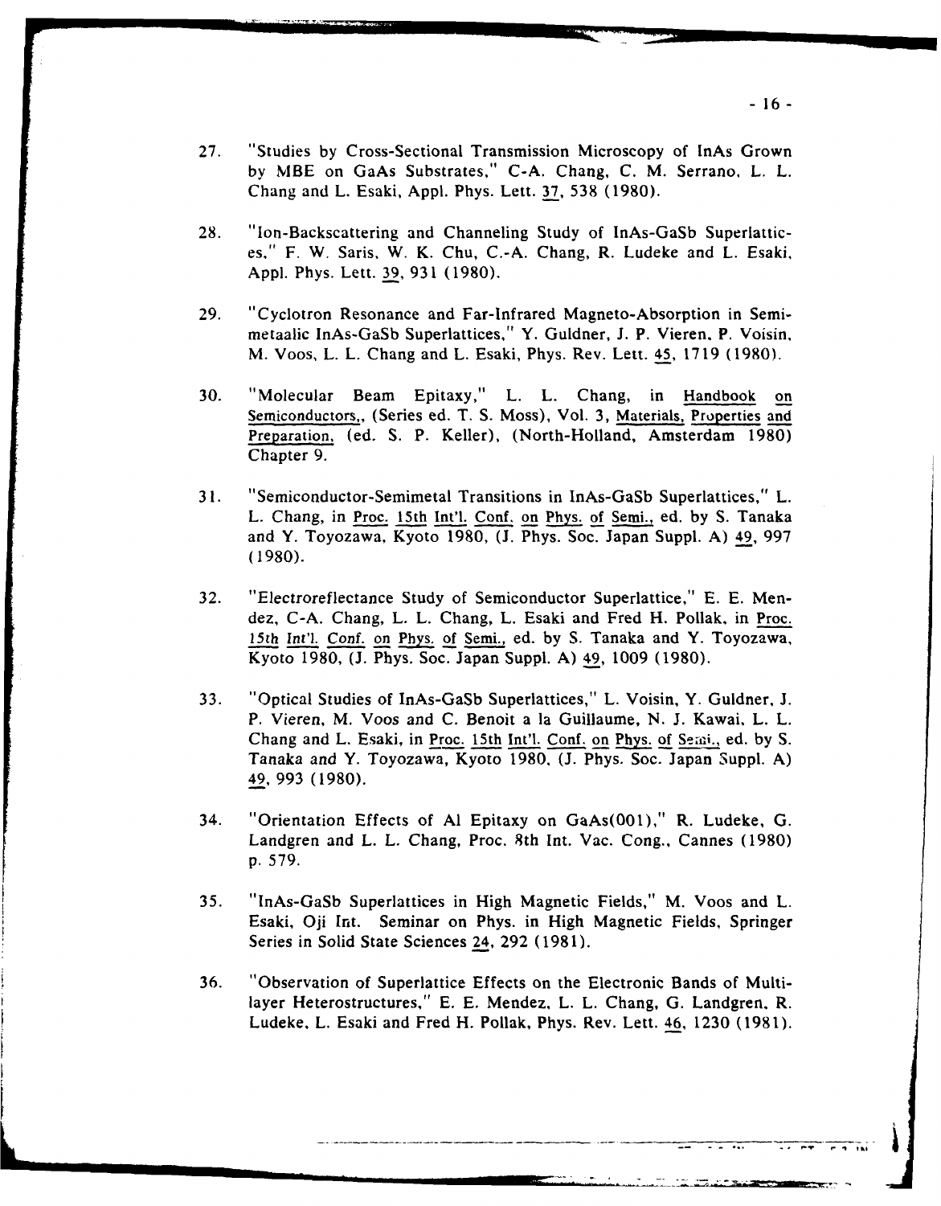27. "Studies by Cross-Sectional Transmission Microscopy of InAs Grown by MBE on GaAs Substrates," C-A. Chang, C. M. Serrano, L. L. Chang and L. Esaki, Appl. Phys. Lett. 37, 538 (1980).

28. "Ion-Backscattering and Channeling Study of InAs-GaSb Superlattices," F. W. Saris, W. K. Chu, C.-A. Chang, R. Ludeke and L. Esaki, Appl. Phys. Lett. 39, 931 (1980).

29. "Cyclotron Resonance and Far-Infrared Magneto-Absorption in Semimetaalic InAs-GaSb Superlattices," Y. Guldner, J. P. Vieren, P. Voisin, M. Voos, L. L. Chang and L. Esaki, Phys. Rev. Lett. 45, 1719 (1980).

30. "Molecular Beam Epitaxy," L. L. Chang, in Handbook on Semiconductors,, (Series ed. T. S. Moss), Vol. 3, Materials, Properties and Preparation, (ed. S. P. Keller), (North-Holland, Amsterdam 1980) Chapter 9.

31. "Semiconductor-Semimetal Transitions in InAs-GaSb Superlattices," L. L. Chang, in Proc. 15th Int'l. Conf. on Phys. of Semi., ed. by S. Tanaka and Y. Toyozawa, Kyoto 1980, (J. Phys. Soc. Japan Suppl. A) 49, 997 (1980).

32. "Electroreflectance Study of Semiconductor Superlattice," E. E. Mendez, C-A. Chang, L. L. Chang, L. Esaki and Fred H. Pollak, in Proc. 15th Int'l. Conf. on Phys. of Semi., ed. by S. Tanaka and Y. Toyozawa, Kyoto 1980, (J. Phys. Soc. Japan Suppl. A) 49, 1009 (1980).

33. "Optical Studies of InAs-GaSb Superlattices," L. Voisin, Y. Guldner, J. P. Vieren, M. Voos and C. Benoit a la Guillaume, N. J. Kawai, L. L. Chang and L. Esaki, in Proc. 15th Int'l. Conf. on Phys. of Semi., ed. by S. Tanaka and Y. Toyozawa, Kyoto 1980, (J. Phys. Soc. Japan Suppl. A) 49, 993 (1980).

34. "Orientation Effects of Al Epitaxy on GaAs(001)," R. Ludeke, G. Landgren and L. L. Chang, Proc. 8th Int. Vac. Cong., Cannes (1980) p. 579.

35. "InAs-GaSb Superlattices in High Magnetic Fields," M. Voos and L. Esaki, Oji Int. Seminar on Phys. in High Magnetic Fields, Springer Series in Solid State Sciences 24, 292 (1981).

36. "Observation of Superlattice Effects on the Electronic Bands of Multilayer Heterostructures," E. E. Mendez, L. L. Chang, G. Landgren, R. Ludeke, L. Esaki and Fred H. Pollak, Phys. Rev. Lett. 46, 1230 (1981).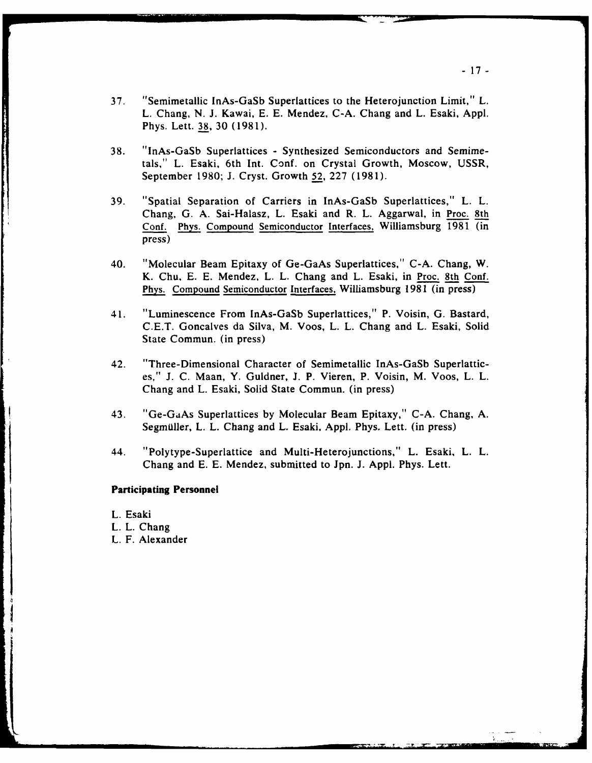37. "Semimetallic InAs-GaSb Superlattices to the Heterojunction Limit," L. L. Chang, N. J. Kawai, E. E. Mendez, C-A. Chang and L. Esaki, Appl. Phys. Lett. 38, 30 (1981).

38. "InAs-GaSb Superlattices - Synthesized Semiconductors and Semimetals," L. Esaki, 6th Int. Conf. on Crystal Growth, Moscow, USSR, September 1980; J. Cryst. Growth 52, 227 (1981).

39. "Spatial Separation of Carriers in InAs-GaSb Superlattices," L. L. Chang, G. A. Sai-Halasz, L. Esaki and R. L. Aggarwal, in Proc. 8th Conf. Phys. Compound Semiconductor Interfaces, Williamsburg 1981 (in press)

40. "Molecular Beam Epitaxy of Ge-GaAs Superlattices," C-A. Chang, W. K. Chu, E. E. Mendez, L. L. Chang and L. Esaki, in Proc. 8th Conf. Phys. Compound Semiconductor Interfaces, Williamsburg 1981 (in press)

41. "Luminescence From InAs-GaSb Superlattices," P. Voisin, G. Bastard, C.E.T. Goncalves da Silva, M. Voos, L. L. Chang and L. Esaki, Solid State Commun. (in press)

42. "Three-Dimensional Character of Semimetallic InAs-GaSb Superlattices," J. C. Maan, Y. Guldner, J. P. Vieren, P. Voisin, M. Voos, L. L. Chang and L. Esaki, Solid State Commun. (in press)

43. "Ge-GaAs Superlattices by Molecular Beam Epitaxy," C-A. Chang, A. Segmüller, L. L. Chang and L. Esaki, Appl. Phys. Lett. (in press)

44. "Polytype-Superlattice and Multi-Heterojunctions," L. Esaki, L. L. Chang and E. E. Mendez, submitted to Jpn. J. Appl. Phys. Lett.

**Participating Personnel**

L. Esaki
L. L. Chang
L. F. Alexander